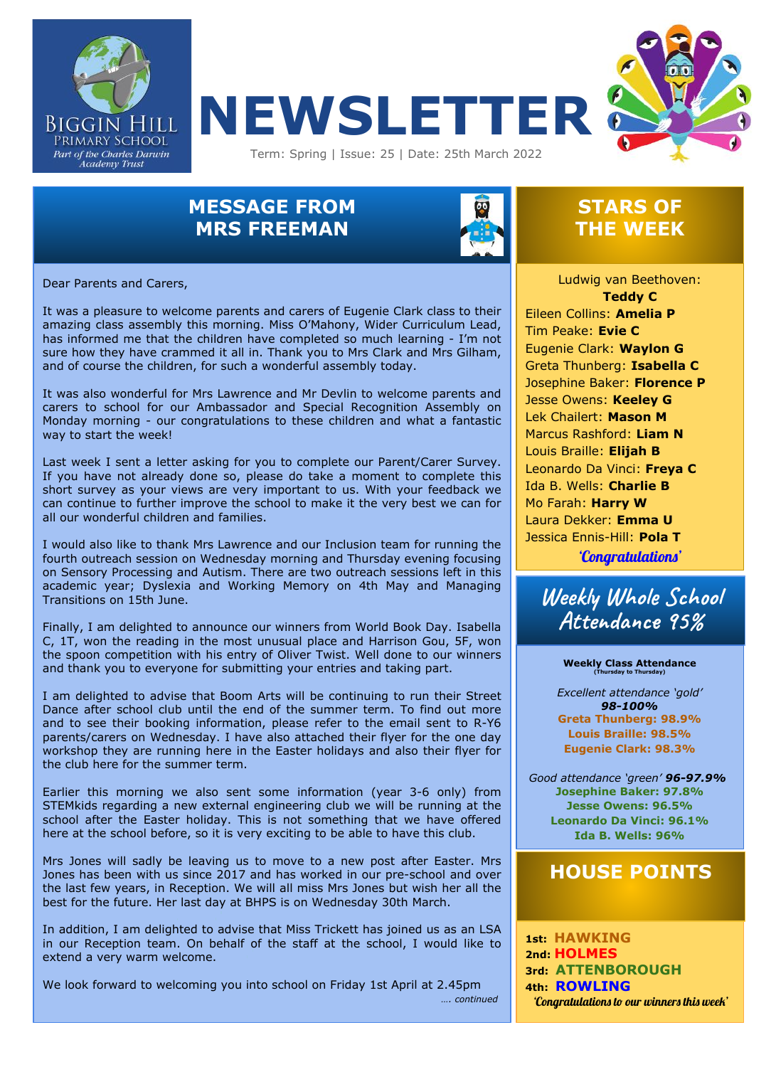Biggin Hill Primary School
Part of the Charles Darwin Academy Trust

# NEWSLETTER

Term: Spring | Issue: 25 | Date: 25th March 2022

## MESSAGE FROM MRS FREEMAN

Dear Parents and Carers,

It was a pleasure to welcome parents and carers of Eugenie Clark class to their amazing class assembly this morning. Miss O'Mahony, Wider Curriculum Lead, has informed me that the children have completed so much learning - I'm not sure how they have crammed it all in. Thank you to Mrs Clark and Mrs Gilham, and of course the children, for such a wonderful assembly today.

It was also wonderful for Mrs Lawrence and Mr Devlin to welcome parents and carers to school for our Ambassador and Special Recognition Assembly on Monday morning - our congratulations to these children and what a fantastic way to start the week!

Last week I sent a letter asking for you to complete our Parent/Carer Survey. If you have not already done so, please do take a moment to complete this short survey as your views are very important to us. With your feedback we can continue to further improve the school to make it the very best we can for all our wonderful children and families.

I would also like to thank Mrs Lawrence and our Inclusion team for running the fourth outreach session on Wednesday morning and Thursday evening focusing on Sensory Processing and Autism. There are two outreach sessions left in this academic year; Dyslexia and Working Memory on 4th May and Managing Transitions on 15th June.

Finally, I am delighted to announce our winners from World Book Day. Isabella C, 1T, won the reading in the most unusual place and Harrison Gou, 5F, won the spoon competition with his entry of Oliver Twist. Well done to our winners and thank you to everyone for submitting your entries and taking part.

I am delighted to advise that Boom Arts will be continuing to run their Street Dance after school club until the end of the summer term. To find out more and to see their booking information, please refer to the email sent to R-Y6 parents/carers on Wednesday. I have also attached their flyer for the one day workshop they are running here in the Easter holidays and also their flyer for the club here for the summer term.

Earlier this morning we also sent some information (year 3-6 only) from STEMkids regarding a new external engineering club we will be running at the school after the Easter holiday. This is not something that we have offered here at the school before, so it is very exciting to be able to have this club.

Mrs Jones will sadly be leaving us to move to a new post after Easter. Mrs Jones has been with us since 2017 and has worked in our pre-school and over the last few years, in Reception. We will all miss Mrs Jones but wish her all the best for the future. Her last day at BHPS is on Wednesday 30th March.

In addition, I am delighted to advise that Miss Trickett has joined us as an LSA in our Reception team. On behalf of the staff at the school, I would like to extend a very warm welcome.

We look forward to welcoming you into school on Friday 1st April at 2.45pm

*…. continued*

## STARS OF THE WEEK

Ludwig van Beethoven: **Teddy C**
Eileen Collins: **Amelia P**
Tim Peake: **Evie C**
Eugenie Clark: **Waylon G**
Greta Thunberg: **Isabella C**
Josephine Baker: **Florence P**
Jesse Owens: **Keeley G**
Lek Chailert: **Mason M**
Marcus Rashford: **Liam N**
Louis Braille: **Elijah B**
Leonardo Da Vinci: **Freya C**
Ida B. Wells: **Charlie B**
Mo Farah: **Harry W**
Laura Dekker: **Emma U**
Jessica Ennis-Hill: **Pola T**

*'Congratulations'*

## Weekly Whole School Attendance 95%

**Weekly Class Attendance**
(Thursday to Thursday)

*Excellent attendance 'gold'* ***98-100%***
**Greta Thunberg: 98.9%**
**Louis Braille: 98.5%**
**Eugenie Clark: 98.3%**

*Good attendance 'green'* ***96-97.9%***
**Josephine Baker: 97.8%**
**Jesse Owens: 96.5%**
**Leonardo Da Vinci: 96.1%**
**Ida B. Wells: 96%**

## HOUSE POINTS

**1st: HAWKING**
**2nd: HOLMES**
**3rd: ATTENBOROUGH**
**4th: ROWLING**

*'Congratulations to our winners this week'*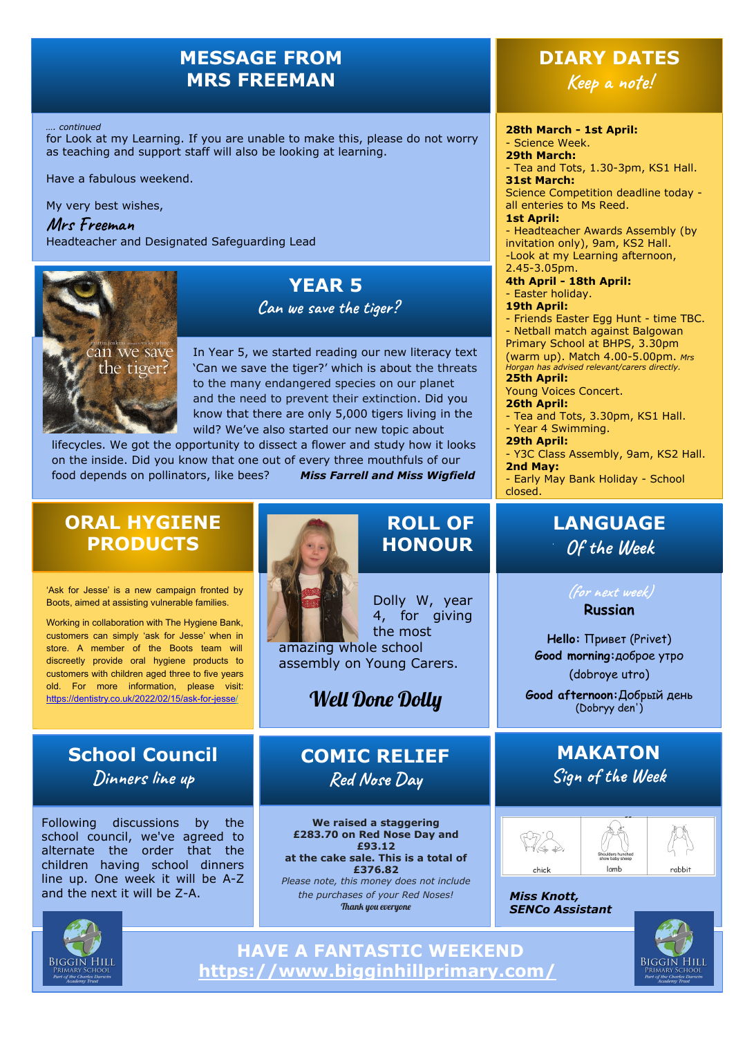## MESSAGE FROM MRS FREEMAN

*…. continued*

for Look at my Learning. If you are unable to make this, please do not worry as teaching and support staff will also be looking at learning.

Have a fabulous weekend.

My very best wishes,

*Mrs Freeman*

Headteacher and Designated Safeguarding Lead

## YEAR 5

*Can we save the tiger?*

In Year 5, we started reading our new literacy text 'Can we save the tiger?' which is about the threats to the many endangered species on our planet and the need to prevent their extinction. Did you know that there are only 5,000 tigers living in the wild? We've also started our new topic about lifecycles. We got the opportunity to dissect a flower and study how it looks on the inside. Did you know that one out of every three mouthfuls of our food depends on pollinators, like bees? ***Miss Farrell and Miss Wigfield***

## DIARY DATES

*Keep a note!*

**28th March - 1st April:**
- Science Week.

**29th March:**
- Tea and Tots, 1.30-3pm, KS1 Hall.

**31st March:**
Science Competition deadline today - all enteries to Ms Reed.

**1st April:**
- Headteacher Awards Assembly (by invitation only), 9am, KS2 Hall.
- Look at my Learning afternoon, 2.45-3.05pm.

**4th April - 18th April:**
- Easter holiday.

**19th April:**
- Friends Easter Egg Hunt - time TBC.
- Netball match against Balgowan Primary School at BHPS, 3.30pm (warm up). Match 4.00-5.00pm. *Mrs Horgan has advised relevant/carers directly.*

**25th April:**
Young Voices Concert.

**26th April:**
- Tea and Tots, 3.30pm, KS1 Hall.
- Year 4 Swimming.

**29th April:**
- Y3C Class Assembly, 9am, KS2 Hall.

**2nd May:**
- Early May Bank Holiday - School closed.

## ORAL HYGIENE PRODUCTS

'Ask for Jesse' is a new campaign fronted by Boots, aimed at assisting vulnerable families.

Working in collaboration with The Hygiene Bank, customers can simply 'ask for Jesse' when in store. A member of the Boots team will discreetly provide oral hygiene products to customers with children aged three to five years old. For more information, please visit: https://dentistry.co.uk/2022/02/15/ask-for-jesse/

## ROLL OF HONOUR

Dolly W, year 4, for giving the most amazing whole school assembly on Young Carers.

***Well Done Dolly***

## LANGUAGE

*Of the Week*

*(for next week)*

**Russian**

**Hello:** Привет (Privet)

**Good morning:** доброе утро (dobroye utro)

**Good afternoon:** Добрый день (Dobryy den')

## School Council

*Dinners line up*

Following discussions by the school council, we've agreed to alternate the order that the children having school dinners line up. One week it will be A-Z and the next it will be Z-A.

## COMIC RELIEF

*Red Nose Day*

**We raised a staggering £283.70 on Red Nose Day and £93.12 at the cake sale. This is a total of £376.82**

*Please note, this money does not include the purchases of your Red Noses!*

***Thank you everyone***

## MAKATON

*Sign of the Week*

chick | lamb | rabbit

***Miss Knott, SENCo Assistant***

**HAVE A FANTASTIC WEEKEND**

**https://www.bigginhillprimary.com/**